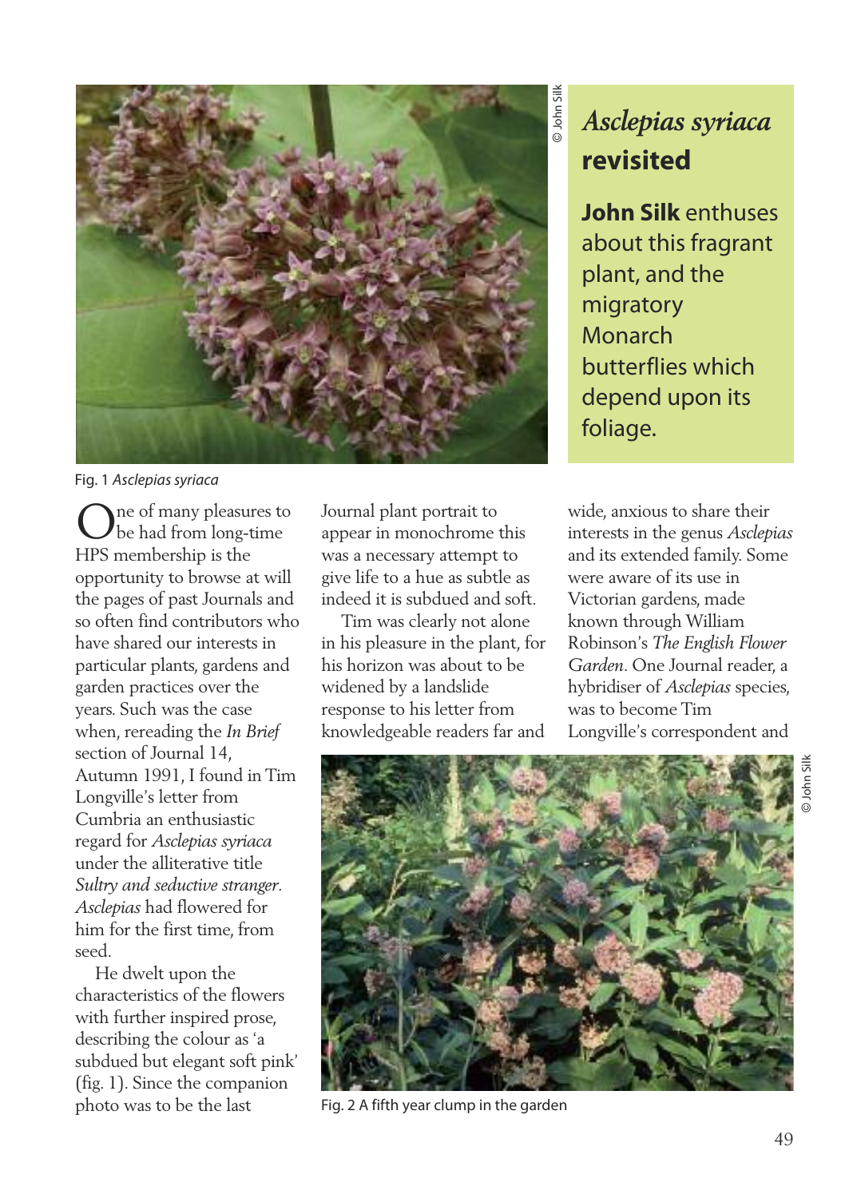# *Asclepias syriaca* revisited

**John Silk** enthuses about this fragrant plant, and the migratory Monarch butterflies which depend upon its foliage.

Fig. 1 *Asclepias syriaca*

One of many pleasures to be had from long-time HPS membership is the opportunity to browse at will the pages of past Journals and so often find contributors who have shared our interests in particular plants, gardens and garden practices over the years. Such was the case when, rereading the *In Brief* section of Journal 14, Autumn 1991, I found in Tim Longville's letter from Cumbria an enthusiastic regard for *Asclepias syriaca* under the alliterative title *Sultry and seductive stranger*. *Asclepias* had flowered for him for the first time, from seed.

He dwelt upon the characteristics of the flowers with further inspired prose, describing the colour as 'a subdued but elegant soft pink' (fig. 1). Since the companion photo was to be the last Journal plant portrait to appear in monochrome this was a necessary attempt to give life to a hue as subtle as indeed it is subdued and soft.

Tim was clearly not alone in his pleasure in the plant, for his horizon was about to be widened by a landslide response to his letter from knowledgeable readers far and wide, anxious to share their interests in the genus *Asclepias* and its extended family. Some were aware of its use in Victorian gardens, made known through William Robinson's *The English Flower Garden*. One Journal reader, a hybridiser of *Asclepias* species, was to become Tim Longville's correspondent and

Fig. 2 A fifth year clump in the garden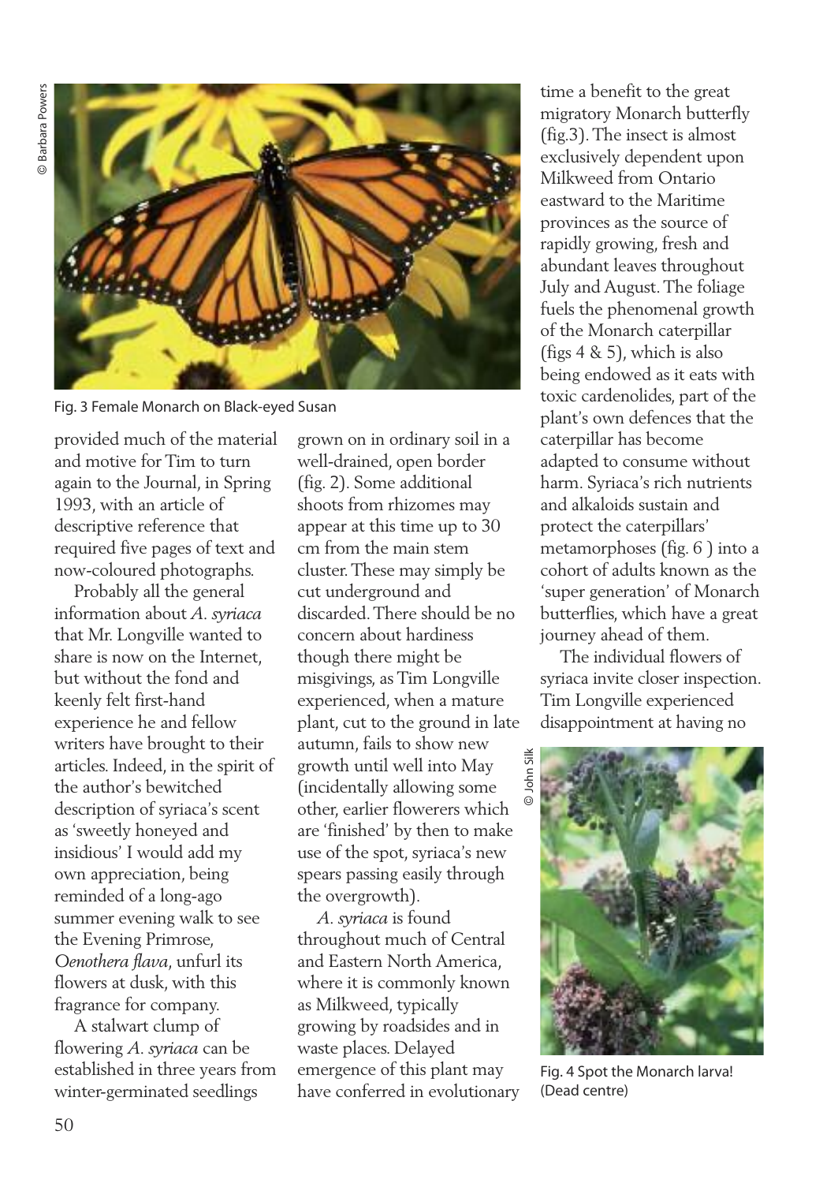Fig. 3 Female Monarch on Black-eyed Susan

provided much of the material and motive for Tim to turn again to the Journal, in Spring 1993, with an article of descriptive reference that required five pages of text and now-coloured photographs.

Probably all the general information about *A. syriaca* that Mr. Longville wanted to share is now on the Internet, but without the fond and keenly felt first-hand experience he and fellow writers have brought to their articles. Indeed, in the spirit of the author's bewitched description of syriaca's scent as 'sweetly honeyed and insidious' I would add my own appreciation, being reminded of a long-ago summer evening walk to see the Evening Primrose, *Oenothera flava*, unfurl its flowers at dusk, with this fragrance for company.

A stalwart clump of flowering *A. syriaca* can be established in three years from winter-germinated seedlings grown on in ordinary soil in a well-drained, open border (fig. 2). Some additional shoots from rhizomes may appear at this time up to 30 cm from the main stem cluster. These may simply be cut underground and discarded. There should be no concern about hardiness though there might be misgivings, as Tim Longville experienced, when a mature plant, cut to the ground in late autumn, fails to show new growth until well into May (incidentally allowing some other, earlier flowerers which are 'finished' by then to make use of the spot, syriaca's new spears passing easily through the overgrowth).

*A. syriaca* is found throughout much of Central and Eastern North America, where it is commonly known as Milkweed, typically growing by roadsides and in waste places. Delayed emergence of this plant may have conferred in evolutionary time a benefit to the great migratory Monarch butterfly (fig.3). The insect is almost exclusively dependent upon Milkweed from Ontario eastward to the Maritime provinces as the source of rapidly growing, fresh and abundant leaves throughout July and August. The foliage fuels the phenomenal growth of the Monarch caterpillar (figs 4 & 5), which is also being endowed as it eats with toxic cardenolides, part of the plant's own defences that the caterpillar has become adapted to consume without harm. Syriaca's rich nutrients and alkaloids sustain and protect the caterpillars' metamorphoses (fig. 6 ) into a cohort of adults known as the 'super generation' of Monarch butterflies, which have a great journey ahead of them.

The individual flowers of syriaca invite closer inspection. Tim Longville experienced disappointment at having no

Fig. 4 Spot the Monarch larva! (Dead centre)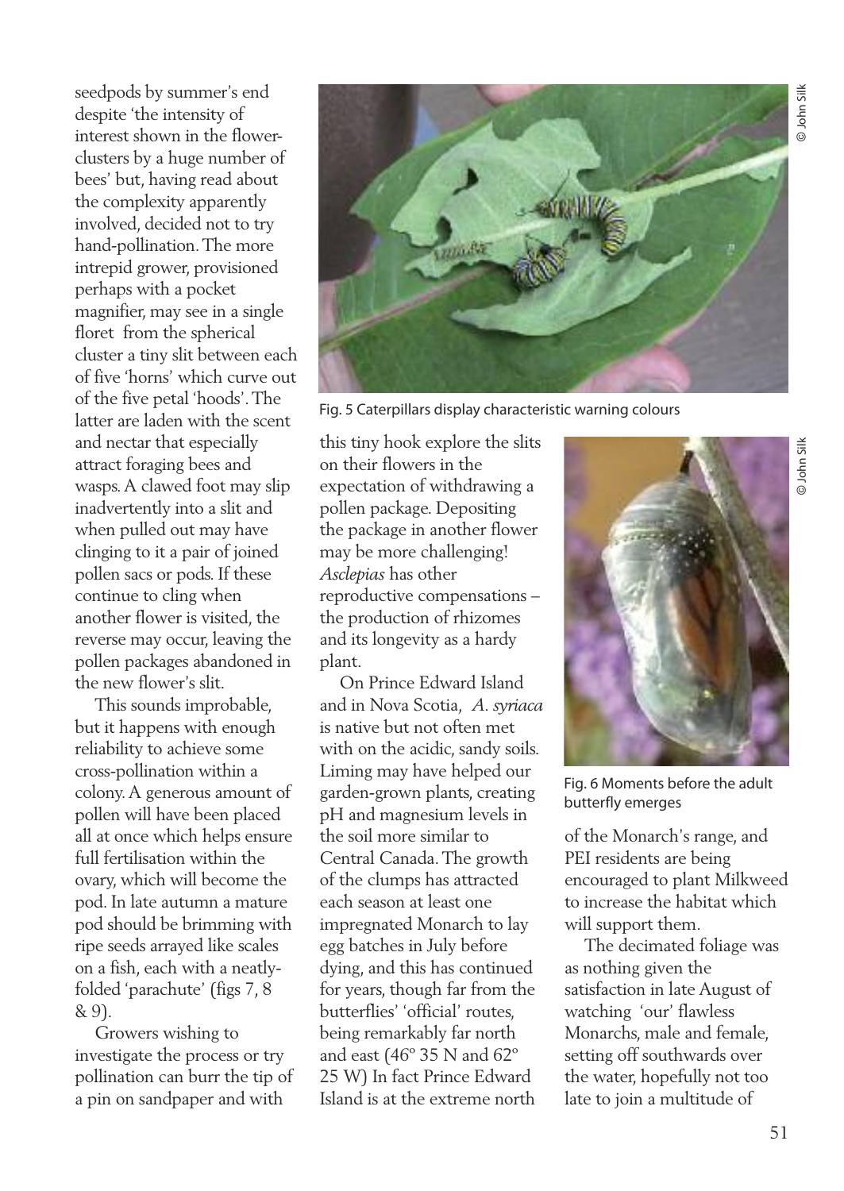seedpods by summer's end despite 'the intensity of interest shown in the flower-clusters by a huge number of bees' but, having read about the complexity apparently involved, decided not to try hand-pollination. The more intrepid grower, provisioned perhaps with a pocket magnifier, may see in a single floret from the spherical cluster a tiny slit between each of five 'horns' which curve out of the five petal 'hoods'. The latter are laden with the scent and nectar that especially attract foraging bees and wasps. A clawed foot may slip inadvertently into a slit and when pulled out may have clinging to it a pair of joined pollen sacs or pods. If these continue to cling when another flower is visited, the reverse may occur, leaving the pollen packages abandoned in the new flower's slit.

This sounds improbable, but it happens with enough reliability to achieve some cross-pollination within a colony. A generous amount of pollen will have been placed all at once which helps ensure full fertilisation within the ovary, which will become the pod. In late autumn a mature pod should be brimming with ripe seeds arrayed like scales on a fish, each with a neatly-folded 'parachute' (figs 7, 8 & 9).

Growers wishing to investigate the process or try pollination can burr the tip of a pin on sandpaper and with this tiny hook explore the slits on their flowers in the expectation of withdrawing a pollen package. Depositing the package in another flower may be more challenging! *Asclepias* has other reproductive compensations – the production of rhizomes and its longevity as a hardy plant.

Fig. 5 Caterpillars display characteristic warning colours

On Prince Edward Island and in Nova Scotia, *A. syriaca* is native but not often met with on the acidic, sandy soils. Liming may have helped our garden-grown plants, creating pH and magnesium levels in the soil more similar to Central Canada. The growth of the clumps has attracted each season at least one impregnated Monarch to lay egg batches in July before dying, and this has continued for years, though far from the butterflies' 'official' routes, being remarkably far north and east (46º 35 N and 62º 25 W) In fact Prince Edward Island is at the extreme north of the Monarch's range, and PEI residents are being encouraged to plant Milkweed to increase the habitat which will support them.

Fig. 6 Moments before the adult butterfly emerges

The decimated foliage was as nothing given the satisfaction in late August of watching 'our' flawless Monarchs, male and female, setting off southwards over the water, hopefully not too late to join a multitude of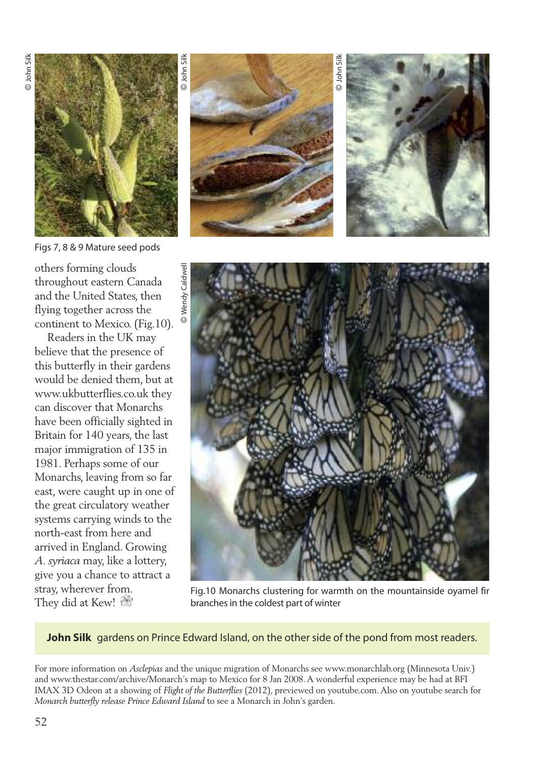Figs 7, 8 & 9 Mature seed pods

others forming clouds throughout eastern Canada and the United States, then flying together across the continent to Mexico. (Fig.10).

Readers in the UK may believe that the presence of this butterfly in their gardens would be denied them, but at www.ukbutterflies.co.uk they can discover that Monarchs have been officially sighted in Britain for 140 years, the last major immigration of 135 in 1981. Perhaps some of our Monarchs, leaving from so far east, were caught up in one of the great circulatory weather systems carrying winds to the north-east from here and arrived in England. Growing *A. syriaca* may, like a lottery, give you a chance to attract a stray, wherever from. They did at Kew!

Fig.10 Monarchs clustering for warmth on the mountainside oyamel fir branches in the coldest part of winter

**John Silk** gardens on Prince Edward Island, on the other side of the pond from most readers.

For more information on *Asclepias* and the unique migration of Monarchs see www.monarchlab.org (Minnesota Univ.) and www.thestar.com/archive/Monarch's map to Mexico for 8 Jan 2008. A wonderful experience may be had at BFI IMAX 3D Odeon at a showing of *Flight of the Butterflies* (2012), previewed on youtube.com. Also on youtube search for *Monarch butterfly release Prince Edward Island* to see a Monarch in John's garden.